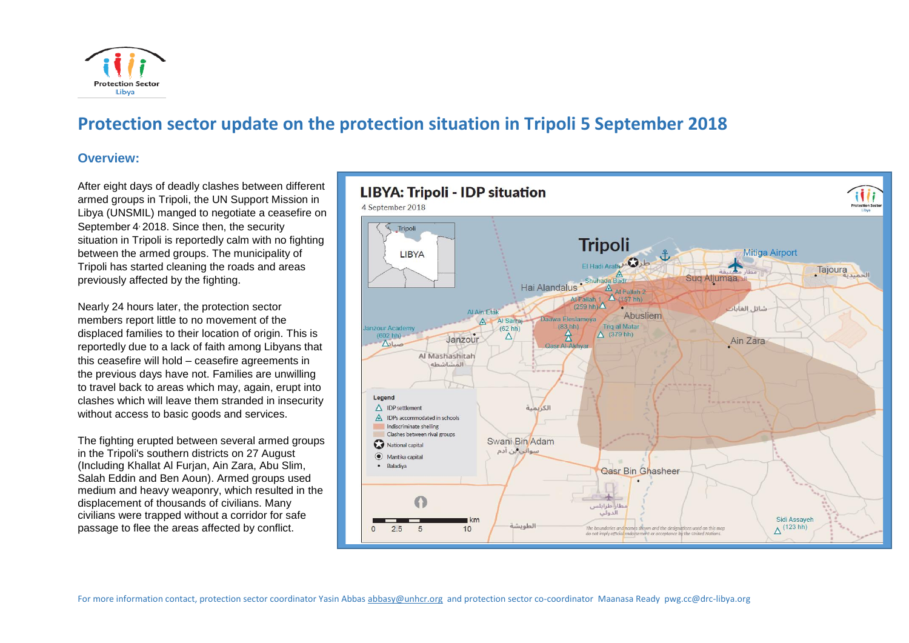# Protection sector update on the protection situation in Tripoli 5 September 2018

## Overview:

After eight days of deadly clashes between different armed groups in Tripoli, the UN Support Mission in Libya (UNSMIL) manged to negotiate a ceasefire on September 4, 2018. Since then, the security situation in Tripoli is reportedly calm with no fighting between the armed groups. The municipality of Tripoli has started cleaning the roads and areas previously affected by the fighting.

Nearly 24 hours later, the protection sector members report little to no movement of the displaced families to their location of origin. This is reportedly due to a lack of faith among Libyans that this ceasefire will hold – ceasefire agreements in the previous days have not. Families are unwilling to travel back to areas which may, again, erupt into clashes which will leave them stranded in insecurity without access to basic goods and services.

The fighting erupted between several armed groups in the Tripoli's southern districts on 27 August (Including Khallat Al Furjan, Ain Zara, Abu Slim, Salah Eddin and Ben Aoun). Armed groups used medium and heavy weaponry, which resulted in the displacement of thousands of civilians. Many civilians were trapped without a corridor for safe passage to flee the areas affected by conflict.

For more information contact, protection sector coordinator Yasin Abbas abbasy@unhcr.org and protection sector co-coordinator Maanasa Ready pwg.cc@drc-libya.org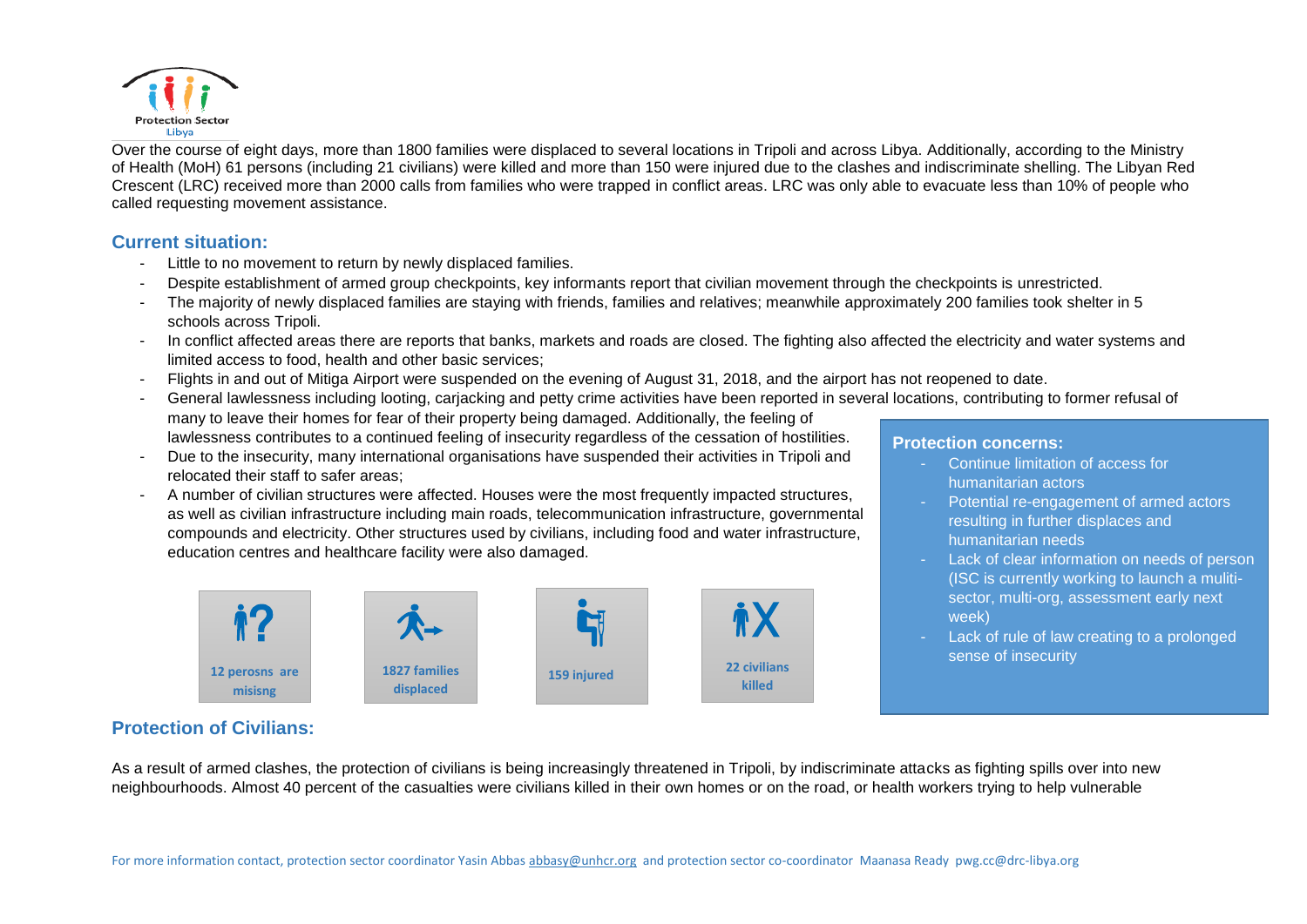Over the course of eight days, more than 1800 families were displaced to several locations in Tripoli and across Libya. Additionally, according to the Ministry of Health (MoH) 61 persons (including 21 civilians) were killed and more than 150 were injured due to the clashes and indiscriminate shelling. The Libyan Red Crescent (LRC) received more than 2000 calls from families who were trapped in conflict areas. LRC was only able to evacuate less than 10% of people who called requesting movement assistance.

## Current situation:

- Little to no movement to return by newly displaced families.
- Despite establishment of armed group checkpoints, key informants report that civilian movement through the checkpoints is unrestricted.
- The majority of newly displaced families are staying with friends, families and relatives; meanwhile approximately 200 families took shelter in 5 schools across Tripoli.
- In conflict affected areas there are reports that banks, markets and roads are closed. The fighting also affected the electricity and water systems and limited access to food, health and other basic services;
- Flights in and out of Mitiga Airport were suspended on the evening of August 31, 2018, and the airport has not reopened to date.
- General lawlessness including looting, carjacking and petty crime activities have been reported in several locations, contributing to former refusal of many to leave their homes for fear of their property being damaged. Additionally, the feeling of lawlessness contributes to a continued feeling of insecurity regardless of the cessation of hostilities.
- Due to the insecurity, many international organisations have suspended their activities in Tripoli and relocated their staff to safer areas;
- A number of civilian structures were affected. Houses were the most frequently impacted structures, as well as civilian infrastructure including main roads, telecommunication infrastructure, governmental compounds and electricity. Other structures used by civilians, including food and water infrastructure, education centres and healthcare facility were also damaged.

12 perosns are misisng

1827 families displaced

159 injured

22 civilians killed

**Protection concerns:**

- Continue limitation of access for humanitarian actors
- Potential re-engagement of armed actors resulting in further displaces and humanitarian needs
- Lack of clear information on needs of person (ISC is currently working to launch a muliti-sector, multi-org, assessment early next week)
- Lack of rule of law creating to a prolonged sense of insecurity

## Protection of Civilians:

As a result of armed clashes, the protection of civilians is being increasingly threatened in Tripoli, by indiscriminate attacks as fighting spills over into new neighbourhoods. Almost 40 percent of the casualties were civilians killed in their own homes or on the road, or health workers trying to help vulnerable

For more information contact, protection sector coordinator Yasin Abbas abbasy@unhcr.org and protection sector co-coordinator Maanasa Ready pwg.cc@drc-libya.org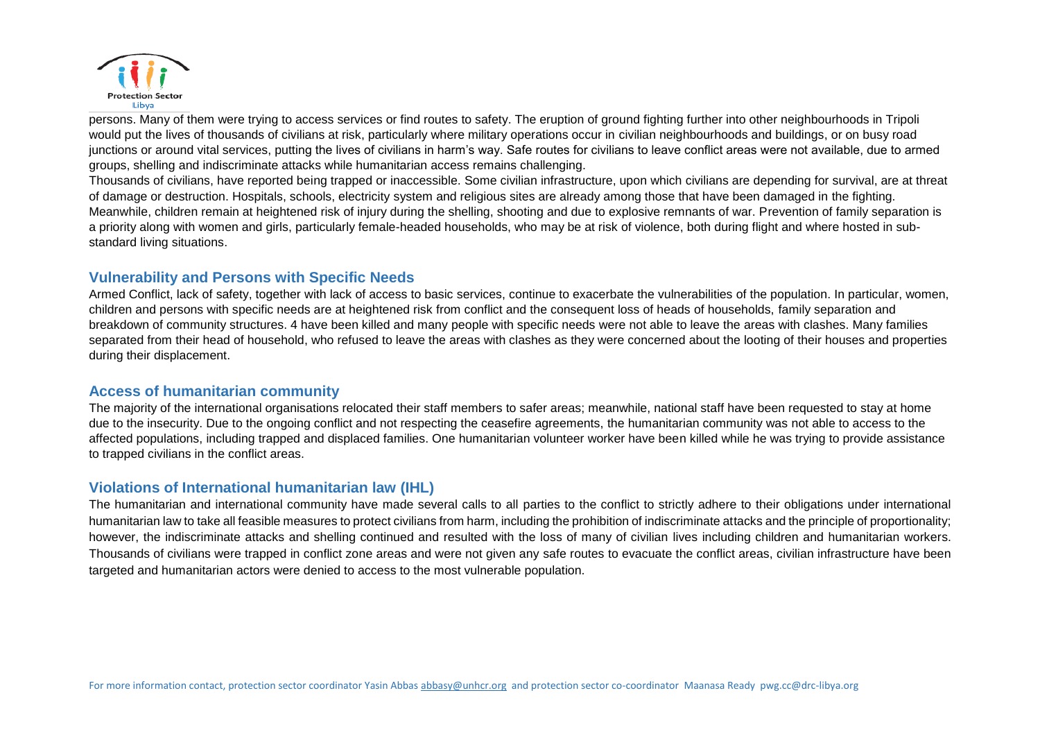persons. Many of them were trying to access services or find routes to safety. The eruption of ground fighting further into other neighbourhoods in Tripoli would put the lives of thousands of civilians at risk, particularly where military operations occur in civilian neighbourhoods and buildings, or on busy road junctions or around vital services, putting the lives of civilians in harm's way. Safe routes for civilians to leave conflict areas were not available, due to armed groups, shelling and indiscriminate attacks while humanitarian access remains challenging.

Thousands of civilians, have reported being trapped or inaccessible. Some civilian infrastructure, upon which civilians are depending for survival, are at threat of damage or destruction. Hospitals, schools, electricity system and religious sites are already among those that have been damaged in the fighting. Meanwhile, children remain at heightened risk of injury during the shelling, shooting and due to explosive remnants of war. Prevention of family separation is a priority along with women and girls, particularly female-headed households, who may be at risk of violence, both during flight and where hosted in sub-standard living situations.

## Vulnerability and Persons with Specific Needs

Armed Conflict, lack of safety, together with lack of access to basic services, continue to exacerbate the vulnerabilities of the population. In particular, women, children and persons with specific needs are at heightened risk from conflict and the consequent loss of heads of households, family separation and breakdown of community structures. 4 have been killed and many people with specific needs were not able to leave the areas with clashes. Many families separated from their head of household, who refused to leave the areas with clashes as they were concerned about the looting of their houses and properties during their displacement.

## Access of humanitarian community

The majority of the international organisations relocated their staff members to safer areas; meanwhile, national staff have been requested to stay at home due to the insecurity. Due to the ongoing conflict and not respecting the ceasefire agreements, the humanitarian community was not able to access to the affected populations, including trapped and displaced families. One humanitarian volunteer worker have been killed while he was trying to provide assistance to trapped civilians in the conflict areas.

## Violations of International humanitarian law (IHL)

The humanitarian and international community have made several calls to all parties to the conflict to strictly adhere to their obligations under international humanitarian law to take all feasible measures to protect civilians from harm, including the prohibition of indiscriminate attacks and the principle of proportionality; however, the indiscriminate attacks and shelling continued and resulted with the loss of many of civilian lives including children and humanitarian workers. Thousands of civilians were trapped in conflict zone areas and were not given any safe routes to evacuate the conflict areas, civilian infrastructure have been targeted and humanitarian actors were denied to access to the most vulnerable population.

For more information contact, protection sector coordinator Yasin Abbas abbasy@unhcr.org and protection sector co-coordinator Maanasa Ready pwg.cc@drc-libya.org